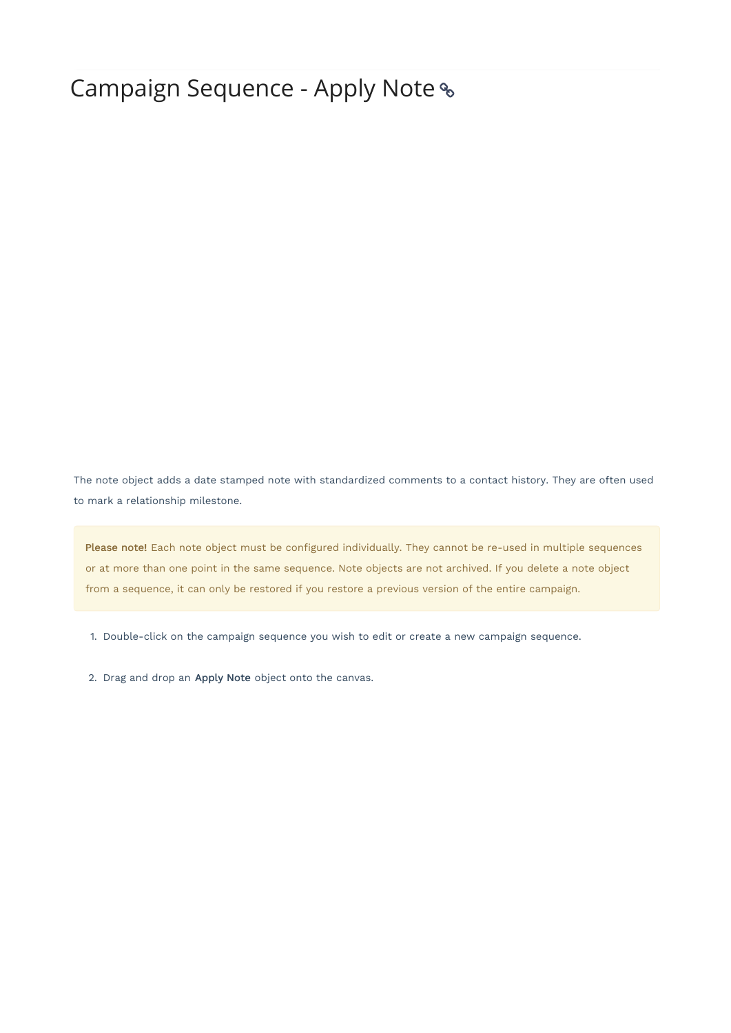# Campaign Sequence - Apply Note

The note object adds a date stamped note with standardized comments to a contact history. They are often used to mark a relationship milestone.

> **Please note!** Each note object must be configured individually. They cannot be re-used in multiple sequences or at more than one point in the same sequence. Note objects are not archived. If you delete a note object from a sequence, it can only be restored if you restore a previous version of the entire campaign.

1. Double-click on the campaign sequence you wish to edit or create a new campaign sequence.

2. Drag and drop an **Apply Note** object onto the canvas.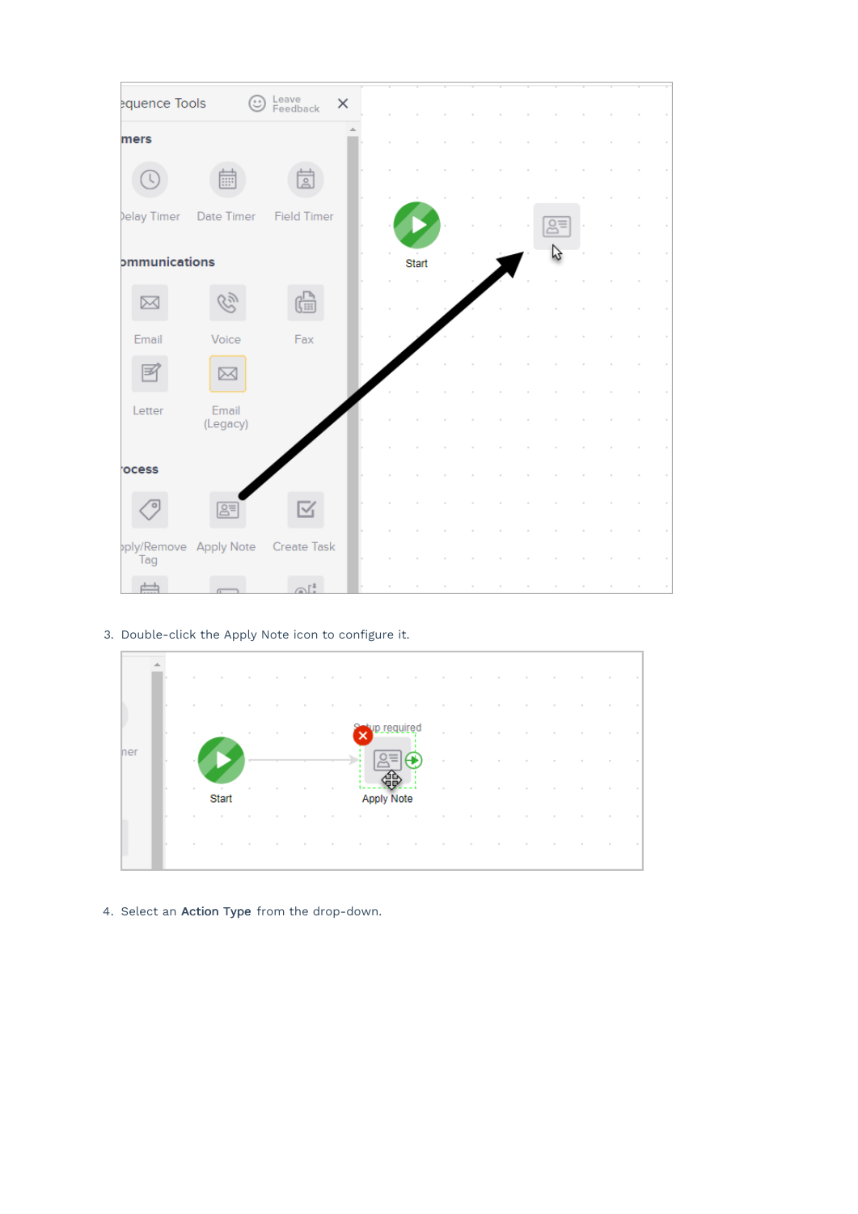3. Double-click the Apply Note icon to configure it.

4. Select an **Action Type** from the drop-down.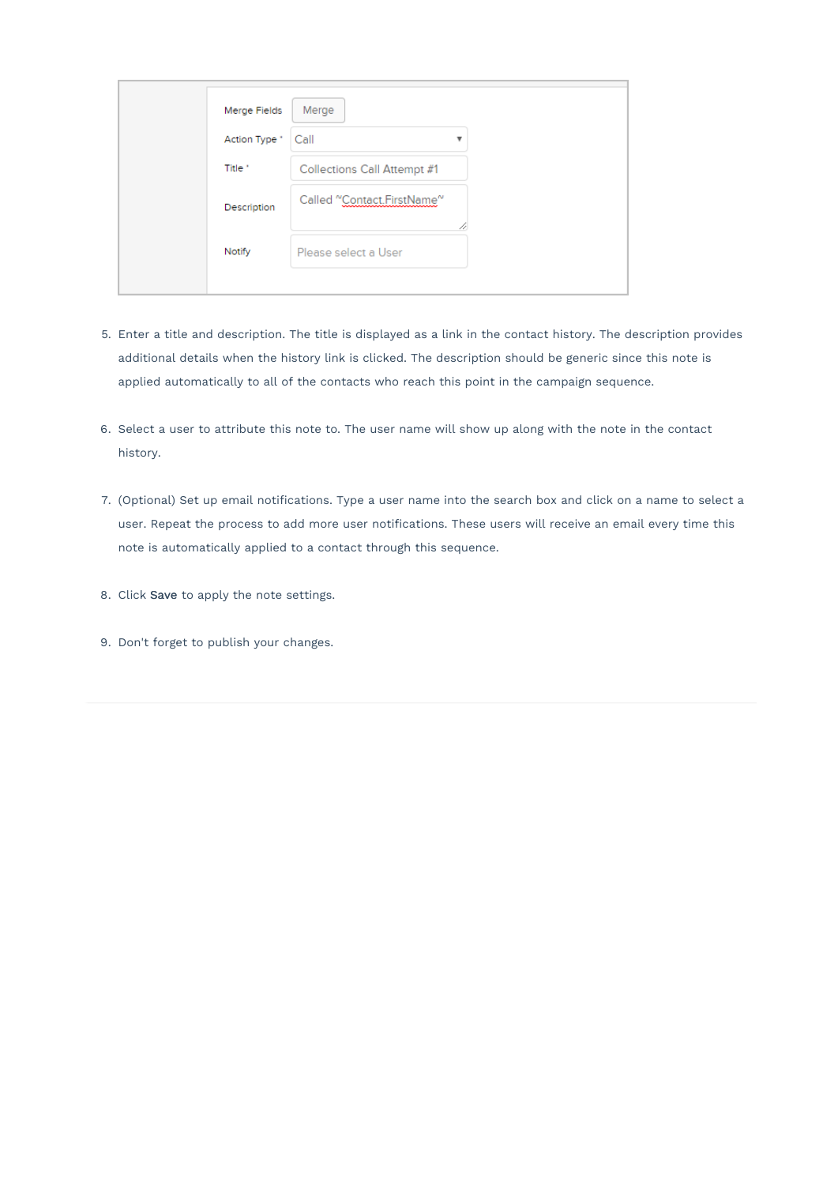Merge Fields Merge

Action Type * Call

Title * Collections Call Attempt #1

Description Called ~Contact.FirstName~

Notify Please select a User

5. Enter a title and description. The title is displayed as a link in the contact history. The description provides additional details when the history link is clicked. The description should be generic since this note is applied automatically to all of the contacts who reach this point in the campaign sequence.

6. Select a user to attribute this note to. The user name will show up along with the note in the contact history.

7. (Optional) Set up email notifications. Type a user name into the search box and click on a name to select a user. Repeat the process to add more user notifications. These users will receive an email every time this note is automatically applied to a contact through this sequence.

8. Click **Save** to apply the note settings.

9. Don't forget to publish your changes.